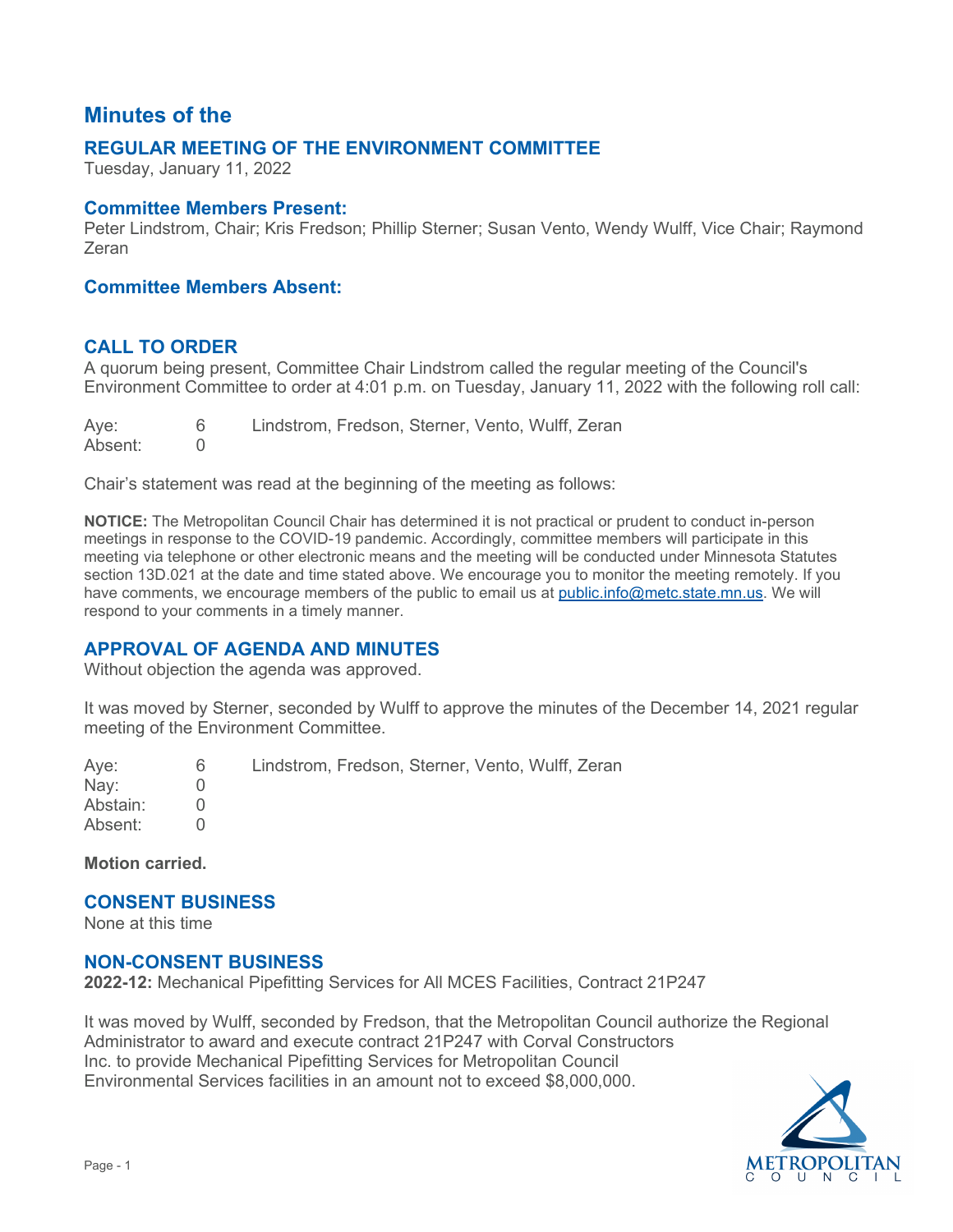# Minutes of the

## REGULAR MEETING OF THE ENVIRONMENT COMMITTEE

Tuesday, January 11, 2022

### Committee Members Present:

Peter Lindstrom, Chair; Kris Fredson; Phillip Sterner; Susan Vento, Wendy Wulff, Vice Chair; Raymond Zeran

### Committee Members Absent:

## CALL TO ORDER

A quorum being present, Committee Chair Lindstrom called the regular meeting of the Council's Environment Committee to order at 4:01 p.m. on Tuesday, January 11, 2022 with the following roll call:

| | | |
|---|---|---|
| Aye: | 6 | Lindstrom, Fredson, Sterner, Vento, Wulff, Zeran |
| Absent: | 0 | |

Chair's statement was read at the beginning of the meeting as follows:

**NOTICE:** The Metropolitan Council Chair has determined it is not practical or prudent to conduct in-person meetings in response to the COVID-19 pandemic. Accordingly, committee members will participate in this meeting via telephone or other electronic means and the meeting will be conducted under Minnesota Statutes section 13D.021 at the date and time stated above. We encourage you to monitor the meeting remotely. If you have comments, we encourage members of the public to email us at public.info@metc.state.mn.us. We will respond to your comments in a timely manner.

## APPROVAL OF AGENDA AND MINUTES

Without objection the agenda was approved.

It was moved by Sterner, seconded by Wulff to approve the minutes of the December 14, 2021 regular meeting of the Environment Committee.

| | | |
|---|---|---|
| Aye: | 6 | Lindstrom, Fredson, Sterner, Vento, Wulff, Zeran |
| Nay: | 0 | |
| Abstain: | 0 | |
| Absent: | 0 | |

**Motion carried.**

## CONSENT BUSINESS

None at this time

## NON-CONSENT BUSINESS

**2022-12:** Mechanical Pipefitting Services for All MCES Facilities, Contract 21P247

It was moved by Wulff, seconded by Fredson, that the Metropolitan Council authorize the Regional Administrator to award and execute contract 21P247 with Corval Constructors Inc. to provide Mechanical Pipefitting Services for Metropolitan Council Environmental Services facilities in an amount not to exceed $8,000,000.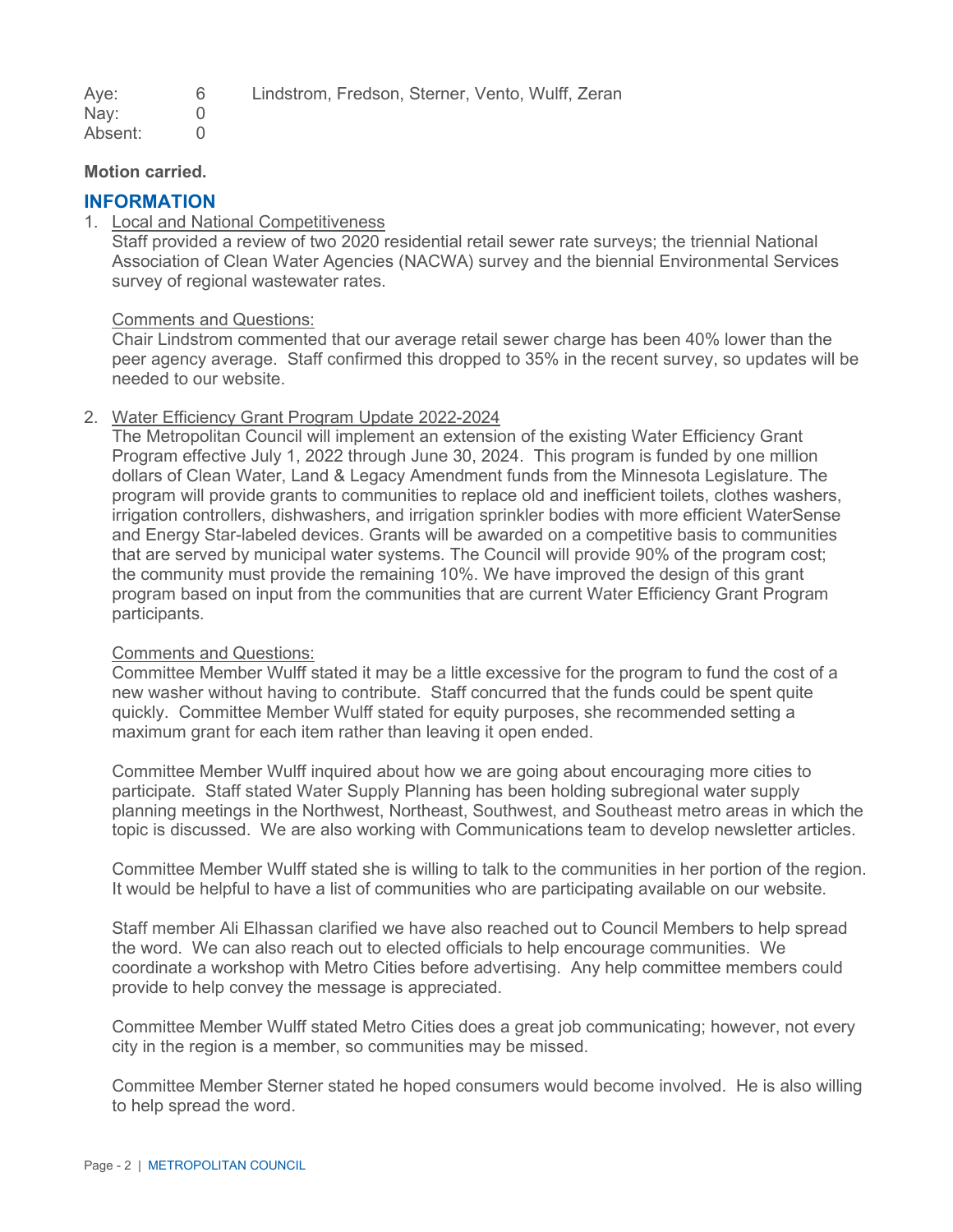| Aye: | 6 | Lindstrom, Fredson, Sterner, Vento, Wulff, Zeran |
|---|---|---|
| Nay: | 0 | |
| Absent: | 0 | |

**Motion carried.**

## INFORMATION

1. Local and National Competitiveness

   Staff provided a review of two 2020 residential retail sewer rate surveys; the triennial National Association of Clean Water Agencies (NACWA) survey and the biennial Environmental Services survey of regional wastewater rates.

   Comments and Questions:

   Chair Lindstrom commented that our average retail sewer charge has been 40% lower than the peer agency average. Staff confirmed this dropped to 35% in the recent survey, so updates will be needed to our website.

2. Water Efficiency Grant Program Update 2022-2024

   The Metropolitan Council will implement an extension of the existing Water Efficiency Grant Program effective July 1, 2022 through June 30, 2024. This program is funded by one million dollars of Clean Water, Land & Legacy Amendment funds from the Minnesota Legislature. The program will provide grants to communities to replace old and inefficient toilets, clothes washers, irrigation controllers, dishwashers, and irrigation sprinkler bodies with more efficient WaterSense and Energy Star-labeled devices. Grants will be awarded on a competitive basis to communities that are served by municipal water systems. The Council will provide 90% of the program cost; the community must provide the remaining 10%. We have improved the design of this grant program based on input from the communities that are current Water Efficiency Grant Program participants.

   Comments and Questions:

   Committee Member Wulff stated it may be a little excessive for the program to fund the cost of a new washer without having to contribute. Staff concurred that the funds could be spent quite quickly. Committee Member Wulff stated for equity purposes, she recommended setting a maximum grant for each item rather than leaving it open ended.

   Committee Member Wulff inquired about how we are going about encouraging more cities to participate. Staff stated Water Supply Planning has been holding subregional water supply planning meetings in the Northwest, Northeast, Southwest, and Southeast metro areas in which the topic is discussed. We are also working with Communications team to develop newsletter articles.

   Committee Member Wulff stated she is willing to talk to the communities in her portion of the region. It would be helpful to have a list of communities who are participating available on our website.

   Staff member Ali Elhassan clarified we have also reached out to Council Members to help spread the word. We can also reach out to elected officials to help encourage communities. We coordinate a workshop with Metro Cities before advertising. Any help committee members could provide to help convey the message is appreciated.

   Committee Member Wulff stated Metro Cities does a great job communicating; however, not every city in the region is a member, so communities may be missed.

   Committee Member Sterner stated he hoped consumers would become involved. He is also willing to help spread the word.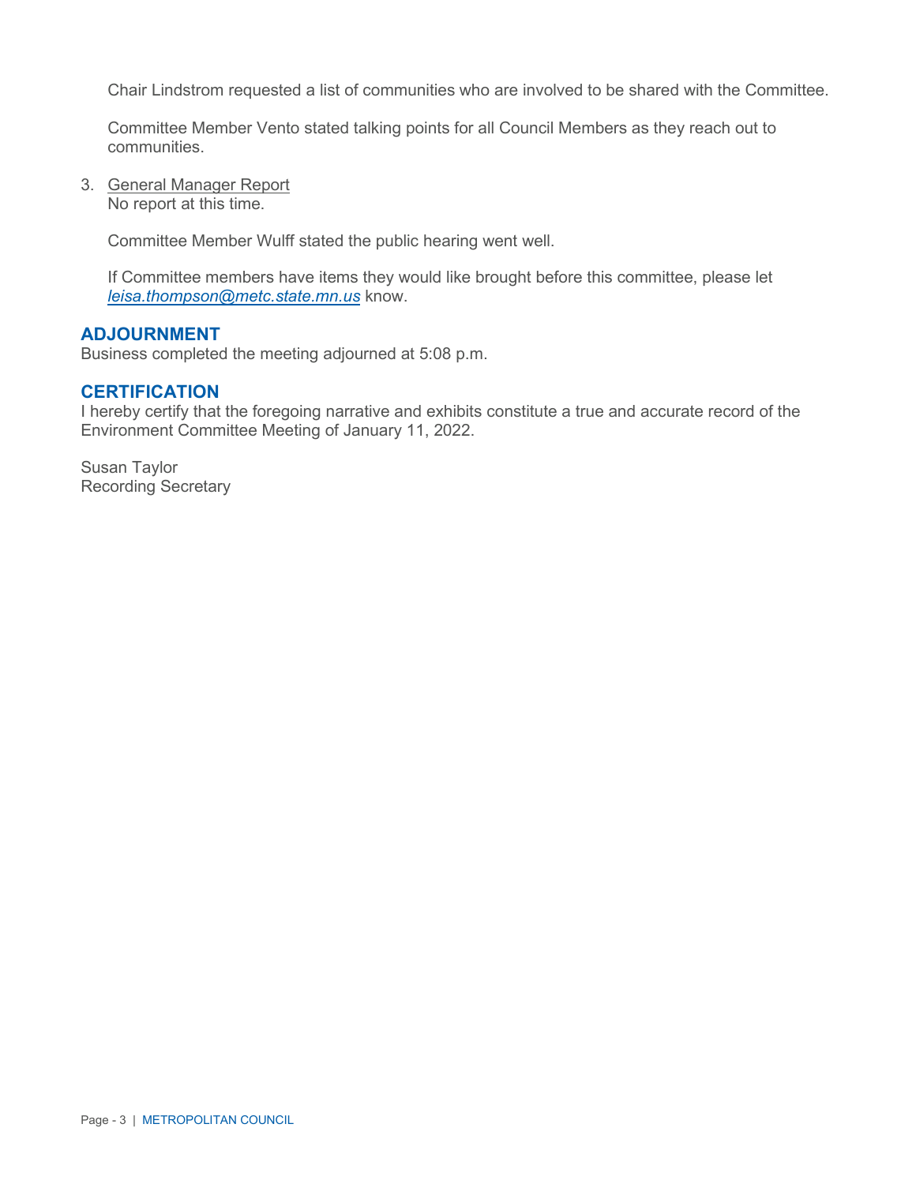Chair Lindstrom requested a list of communities who are involved to be shared with the Committee.

Committee Member Vento stated talking points for all Council Members as they reach out to communities.

3. General Manager Report
   No report at this time.

   Committee Member Wulff stated the public hearing went well.

   If Committee members have items they would like brought before this committee, please let *leisa.thompson@metc.state.mn.us* know.

## ADJOURNMENT

Business completed the meeting adjourned at 5:08 p.m.

## CERTIFICATION

I hereby certify that the foregoing narrative and exhibits constitute a true and accurate record of the Environment Committee Meeting of January 11, 2022.

Susan Taylor
Recording Secretary